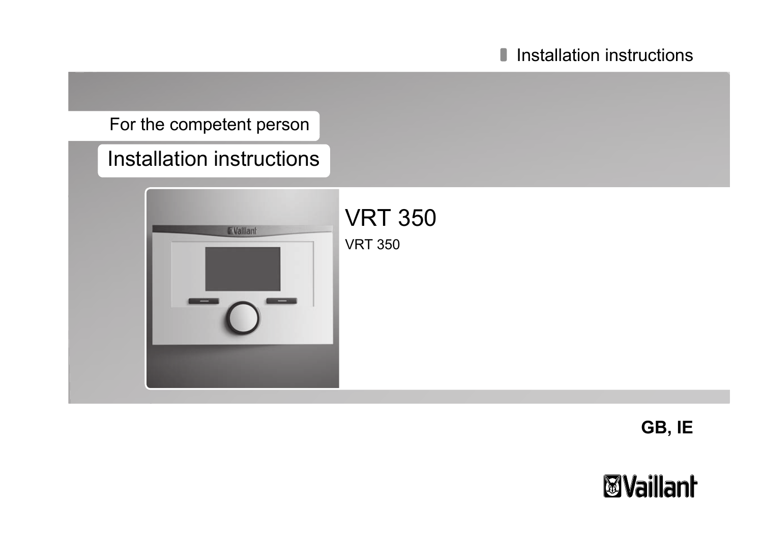Installation instructions

For the competent person

# Installation instructions

# VRT 350

VRT 350

**GB, IE**

Vaillant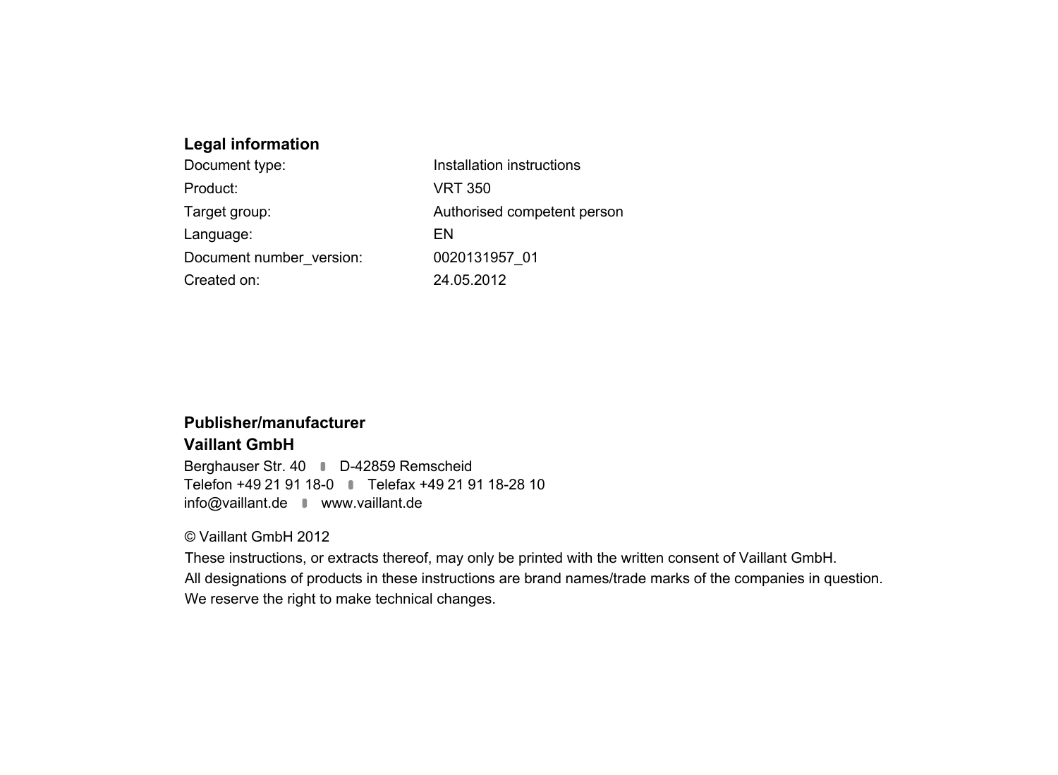**Legal information**

| | |
|---|---|
| Document type: | Installation instructions |
| Product: | VRT 350 |
| Target group: | Authorised competent person |
| Language: | EN |
| Document number_version: | 0020131957_01 |
| Created on: | 24.05.2012 |

**Publisher/manufacturer**

**Vaillant GmbH**

Berghauser Str. 40 ▮ D-42859 Remscheid
Telefon +49 21 91 18-0 ▮ Telefax +49 21 91 18-28 10
info@vaillant.de ▮ www.vaillant.de

© Vaillant GmbH 2012

These instructions, or extracts thereof, may only be printed with the written consent of Vaillant GmbH.
All designations of products in these instructions are brand names/trade marks of the companies in question.
We reserve the right to make technical changes.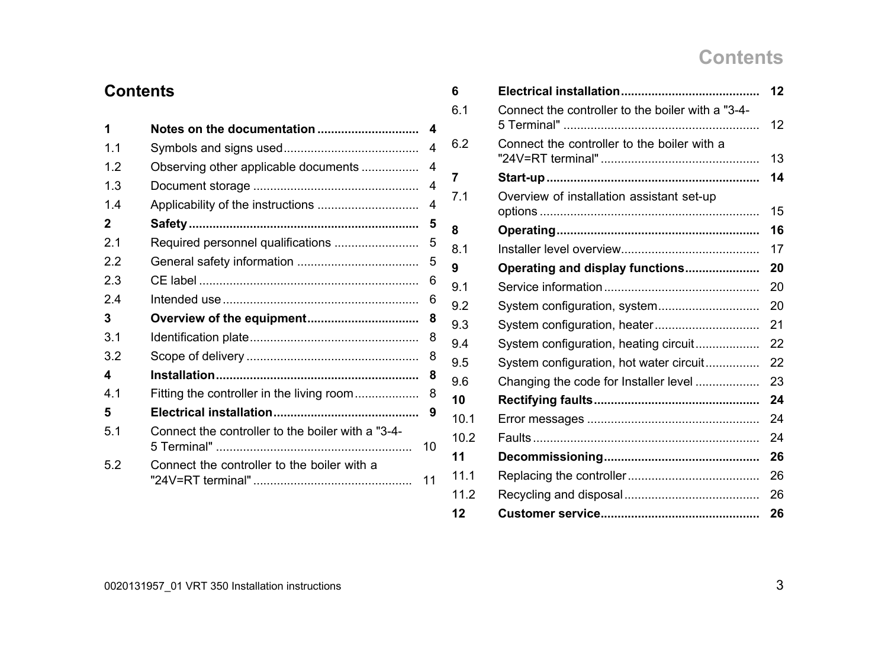# Contents

| | | |
|---|---|---|
| **1** | **Notes on the documentation** | **4** |
| 1.1 | Symbols and signs used | 4 |
| 1.2 | Observing other applicable documents | 4 |
| 1.3 | Document storage | 4 |
| 1.4 | Applicability of the instructions | 4 |
| **2** | **Safety** | **5** |
| 2.1 | Required personnel qualifications | 5 |
| 2.2 | General safety information | 5 |
| 2.3 | CE label | 6 |
| 2.4 | Intended use | 6 |
| **3** | **Overview of the equipment** | **8** |
| 3.1 | Identification plate | 8 |
| 3.2 | Scope of delivery | 8 |
| **4** | **Installation** | **8** |
| 4.1 | Fitting the controller in the living room | 8 |
| **5** | **Electrical installation** | **9** |
| 5.1 | Connect the controller to the boiler with a "3-4-5 Terminal" | 10 |
| 5.2 | Connect the controller to the boiler with a "24V=RT terminal" | 11 |
| **6** | **Electrical installation** | **12** |
| 6.1 | Connect the controller to the boiler with a "3-4-5 Terminal" | 12 |
| 6.2 | Connect the controller to the boiler with a "24V=RT terminal" | 13 |
| **7** | **Start-up** | **14** |
| 7.1 | Overview of installation assistant set-up options | 15 |
| **8** | **Operating** | **16** |
| 8.1 | Installer level overview | 17 |
| **9** | **Operating and display functions** | **20** |
| 9.1 | Service information | 20 |
| 9.2 | System configuration, system | 20 |
| 9.3 | System configuration, heater | 21 |
| 9.4 | System configuration, heating circuit | 22 |
| 9.5 | System configuration, hot water circuit | 22 |
| 9.6 | Changing the code for Installer level | 23 |
| **10** | **Rectifying faults** | **24** |
| 10.1 | Error messages | 24 |
| 10.2 | Faults | 24 |
| **11** | **Decommissioning** | **26** |
| 11.1 | Replacing the controller | 26 |
| 11.2 | Recycling and disposal | 26 |
| **12** | **Customer service** | **26** |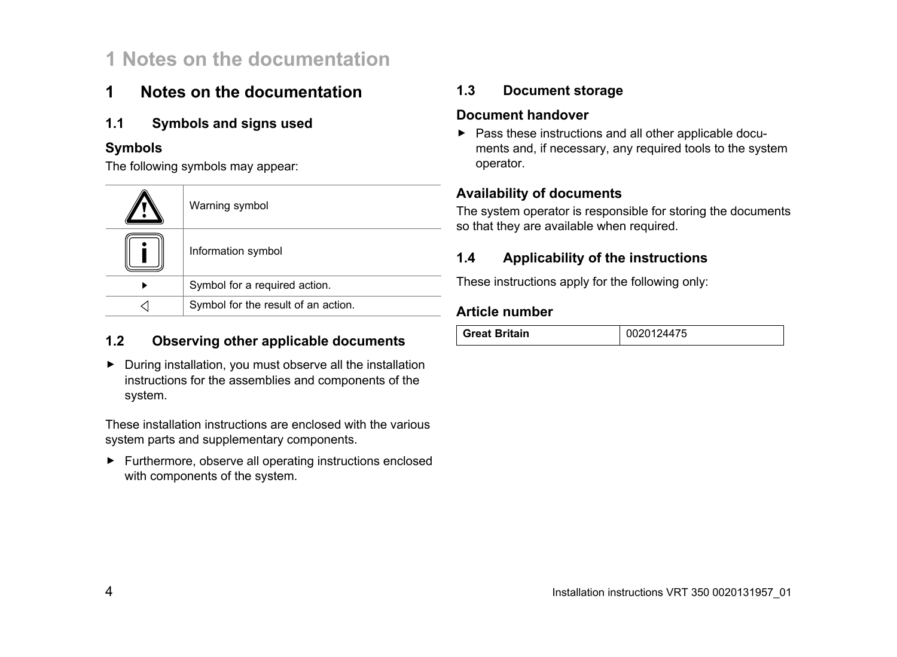# 1 Notes on the documentation

## 1.1 Symbols and signs used

### Symbols

The following symbols may appear:

| | |
|---|---|
| ⚠ | Warning symbol |
| ℹ | Information symbol |
| ▸ | Symbol for a required action. |
| ◁ | Symbol for the result of an action. |

## 1.2 Observing other applicable documents

▶ During installation, you must observe all the installation instructions for the assemblies and components of the system.

These installation instructions are enclosed with the various system parts and supplementary components.

▶ Furthermore, observe all operating instructions enclosed with components of the system.

## 1.3 Document storage

### Document handover

▶ Pass these instructions and all other applicable documents and, if necessary, any required tools to the system operator.

### Availability of documents

The system operator is responsible for storing the documents so that they are available when required.

## 1.4 Applicability of the instructions

These instructions apply for the following only:

### Article number

| | |
|---|---|
| **Great Britain** | 0020124475 |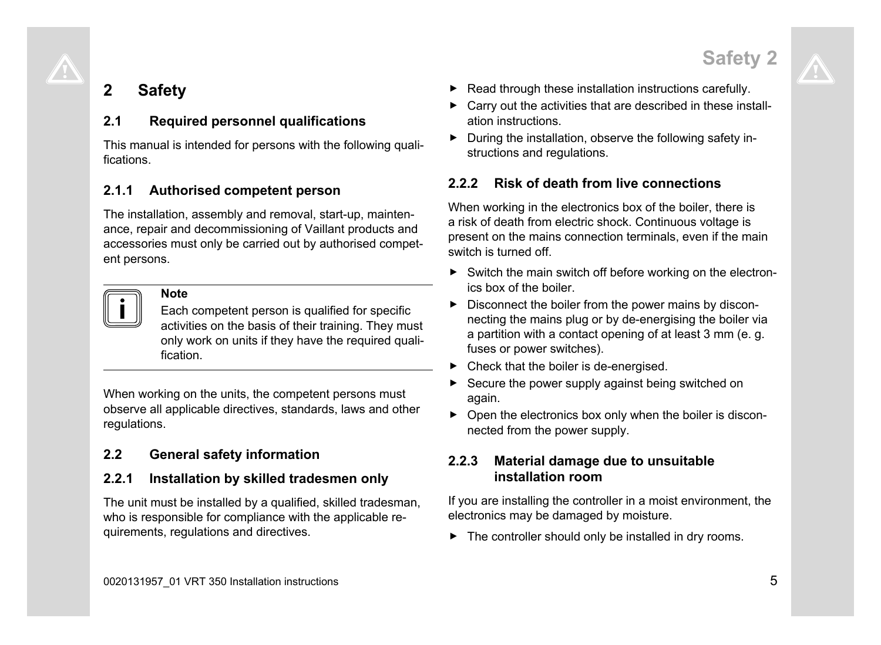# 2 Safety

## 2.1 Required personnel qualifications

This manual is intended for persons with the following qualifications.

### 2.1.1 Authorised competent person

The installation, assembly and removal, start-up, maintenance, repair and decommissioning of Vaillant products and accessories must only be carried out by authorised competent persons.

> **Note**
> Each competent person is qualified for specific activities on the basis of their training. They must only work on units if they have the required qualification.

When working on the units, the competent persons must observe all applicable directives, standards, laws and other regulations.

## 2.2 General safety information

### 2.2.1 Installation by skilled tradesmen only

The unit must be installed by a qualified, skilled tradesman, who is responsible for compliance with the applicable requirements, regulations and directives.

- ► Read through these installation instructions carefully.
- ► Carry out the activities that are described in these installation instructions.
- ► During the installation, observe the following safety instructions and regulations.

### 2.2.2 Risk of death from live connections

When working in the electronics box of the boiler, there is a risk of death from electric shock. Continuous voltage is present on the mains connection terminals, even if the main switch is turned off.

- ► Switch the main switch off before working on the electronics box of the boiler.
- ► Disconnect the boiler from the power mains by disconnecting the mains plug or by de-energising the boiler via a partition with a contact opening of at least 3 mm (e. g. fuses or power switches).
- ► Check that the boiler is de-energised.
- ► Secure the power supply against being switched on again.
- ► Open the electronics box only when the boiler is disconnected from the power supply.

### 2.2.3 Material damage due to unsuitable installation room

If you are installing the controller in a moist environment, the electronics may be damaged by moisture.

- ► The controller should only be installed in dry rooms.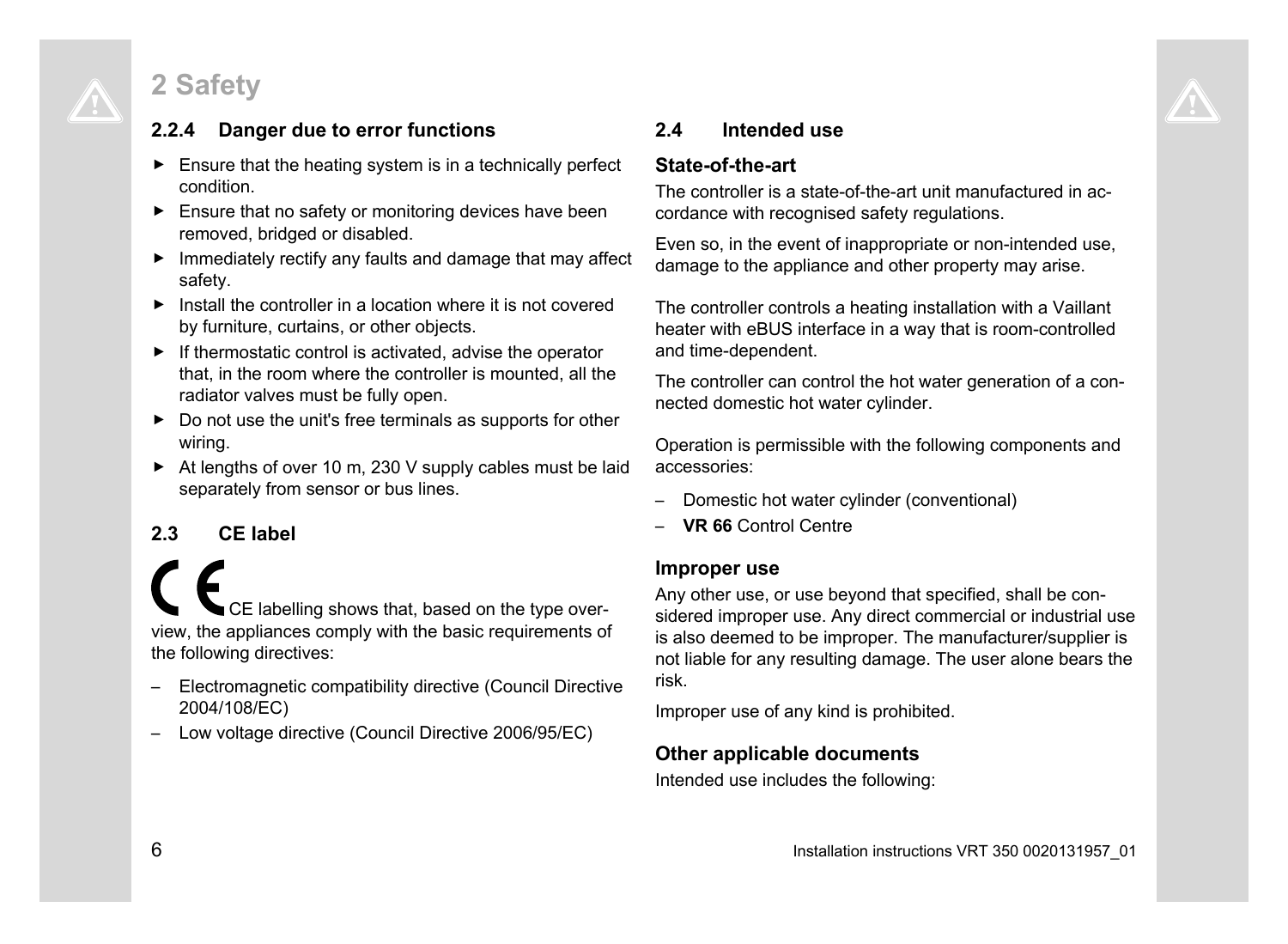# 2 Safety

### 2.2.4 Danger due to error functions

- Ensure that the heating system is in a technically perfect condition.
- Ensure that no safety or monitoring devices have been removed, bridged or disabled.
- Immediately rectify any faults and damage that may affect safety.
- Install the controller in a location where it is not covered by furniture, curtains, or other objects.
- If thermostatic control is activated, advise the operator that, in the room where the controller is mounted, all the radiator valves must be fully open.
- Do not use the unit's free terminals as supports for other wiring.
- At lengths of over 10 m, 230 V supply cables must be laid separately from sensor or bus lines.

## 2.3 CE label

CE CE labelling shows that, based on the type overview, the appliances comply with the basic requirements of the following directives:

- Electromagnetic compatibility directive (Council Directive 2004/108/EC)
- Low voltage directive (Council Directive 2006/95/EC)

## 2.4 Intended use

### State-of-the-art

The controller is a state-of-the-art unit manufactured in accordance with recognised safety regulations.

Even so, in the event of inappropriate or non-intended use, damage to the appliance and other property may arise.

The controller controls a heating installation with a Vaillant heater with eBUS interface in a way that is room-controlled and time-dependent.

The controller can control the hot water generation of a connected domestic hot water cylinder.

Operation is permissible with the following components and accessories:

- Domestic hot water cylinder (conventional)
- **VR 66** Control Centre

### Improper use

Any other use, or use beyond that specified, shall be considered improper use. Any direct commercial or industrial use is also deemed to be improper. The manufacturer/supplier is not liable for any resulting damage. The user alone bears the risk.

Improper use of any kind is prohibited.

### Other applicable documents

Intended use includes the following: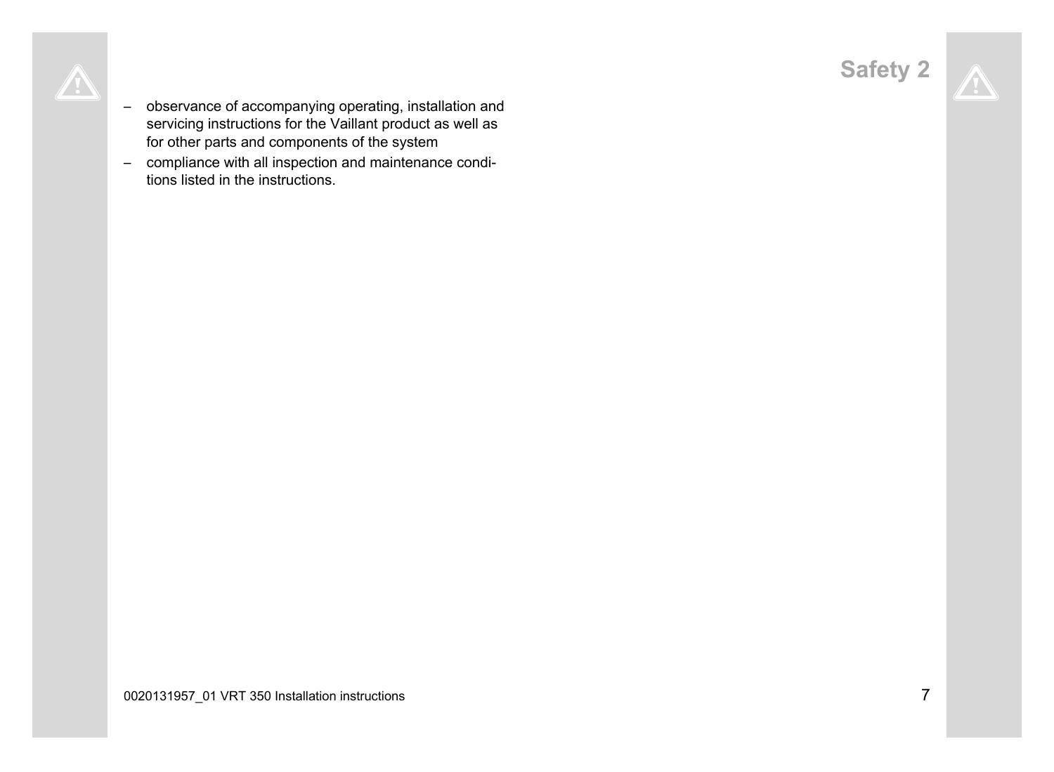- observance of accompanying operating, installation and servicing instructions for the Vaillant product as well as for other parts and components of the system
- compliance with all inspection and maintenance conditions listed in the instructions.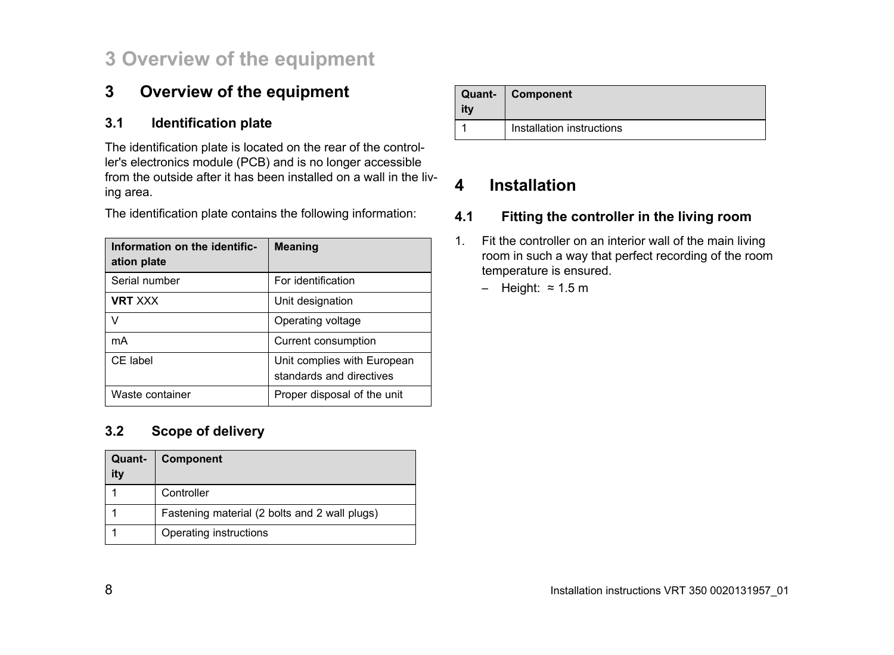# 3 Overview of the equipment

## 3.1 Identification plate

The identification plate is located on the rear of the controller's electronics module (PCB) and is no longer accessible from the outside after it has been installed on a wall in the living area.

The identification plate contains the following information:

| Information on the identification plate | Meaning |
|---|---|
| Serial number | For identification |
| **VRT** XXX | Unit designation |
| V | Operating voltage |
| mA | Current consumption |
| CE label | Unit complies with European standards and directives |
| Waste container | Proper disposal of the unit |

## 3.2 Scope of delivery

| Quantity | Component |
|---|---|
| 1 | Controller |
| 1 | Fastening material (2 bolts and 2 wall plugs) |
| 1 | Operating instructions |
| 1 | Installation instructions |

# 4 Installation

## 4.1 Fitting the controller in the living room

1. Fit the controller on an interior wall of the main living room in such a way that perfect recording of the room temperature is ensured.
   – Height: ≈ 1.5 m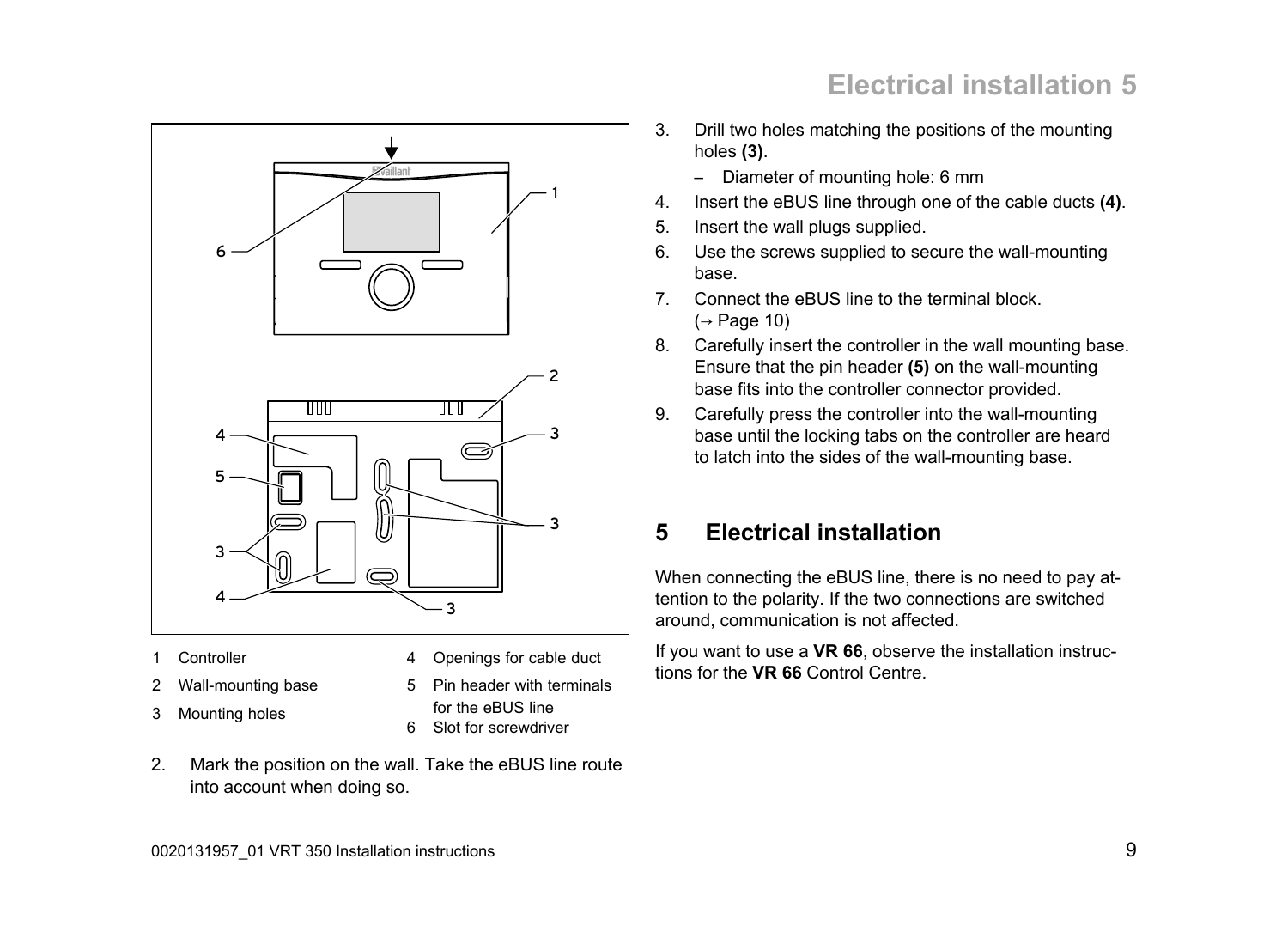1 Controller

2 Wall-mounting base

3 Mounting holes

4 Openings for cable duct

5 Pin header with terminals for the eBUS line

6 Slot for screwdriver

2. Mark the position on the wall. Take the eBUS line route into account when doing so.
3. Drill two holes matching the positions of the mounting holes **(3)**.
   – Diameter of mounting hole: 6 mm
4. Insert the eBUS line through one of the cable ducts **(4)**.
5. Insert the wall plugs supplied.
6. Use the screws supplied to secure the wall-mounting base.
7. Connect the eBUS line to the terminal block. (→ Page 10)
8. Carefully insert the controller in the wall mounting base. Ensure that the pin header **(5)** on the wall-mounting base fits into the controller connector provided.
9. Carefully press the controller into the wall-mounting base until the locking tabs on the controller are heard to latch into the sides of the wall-mounting base.

# 5 Electrical installation

When connecting the eBUS line, there is no need to pay attention to the polarity. If the two connections are switched around, communication is not affected.

If you want to use a **VR 66**, observe the installation instructions for the **VR 66** Control Centre.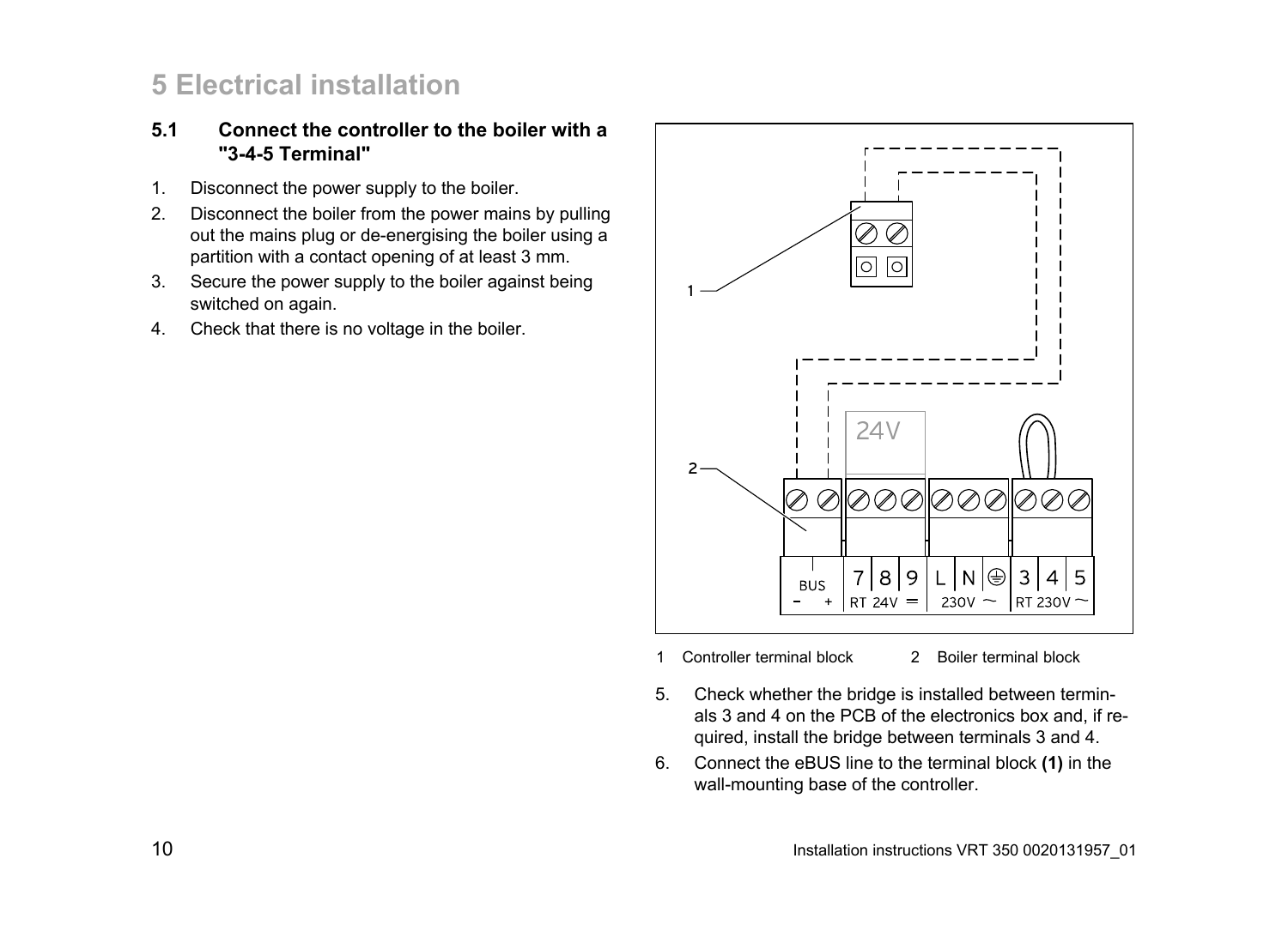# 5 Electrical installation

## 5.1 Connect the controller to the boiler with a "3-4-5 Terminal"

1. Disconnect the power supply to the boiler.
2. Disconnect the boiler from the power mains by pulling out the mains plug or de-energising the boiler using a partition with a contact opening of at least 3 mm.
3. Secure the power supply to the boiler against being switched on again.
4. Check that there is no voltage in the boiler.

1 Controller terminal block    2 Boiler terminal block

5. Check whether the bridge is installed between terminals 3 and 4 on the PCB of the electronics box and, if required, install the bridge between terminals 3 and 4.
6. Connect the eBUS line to the terminal block **(1)** in the wall-mounting base of the controller.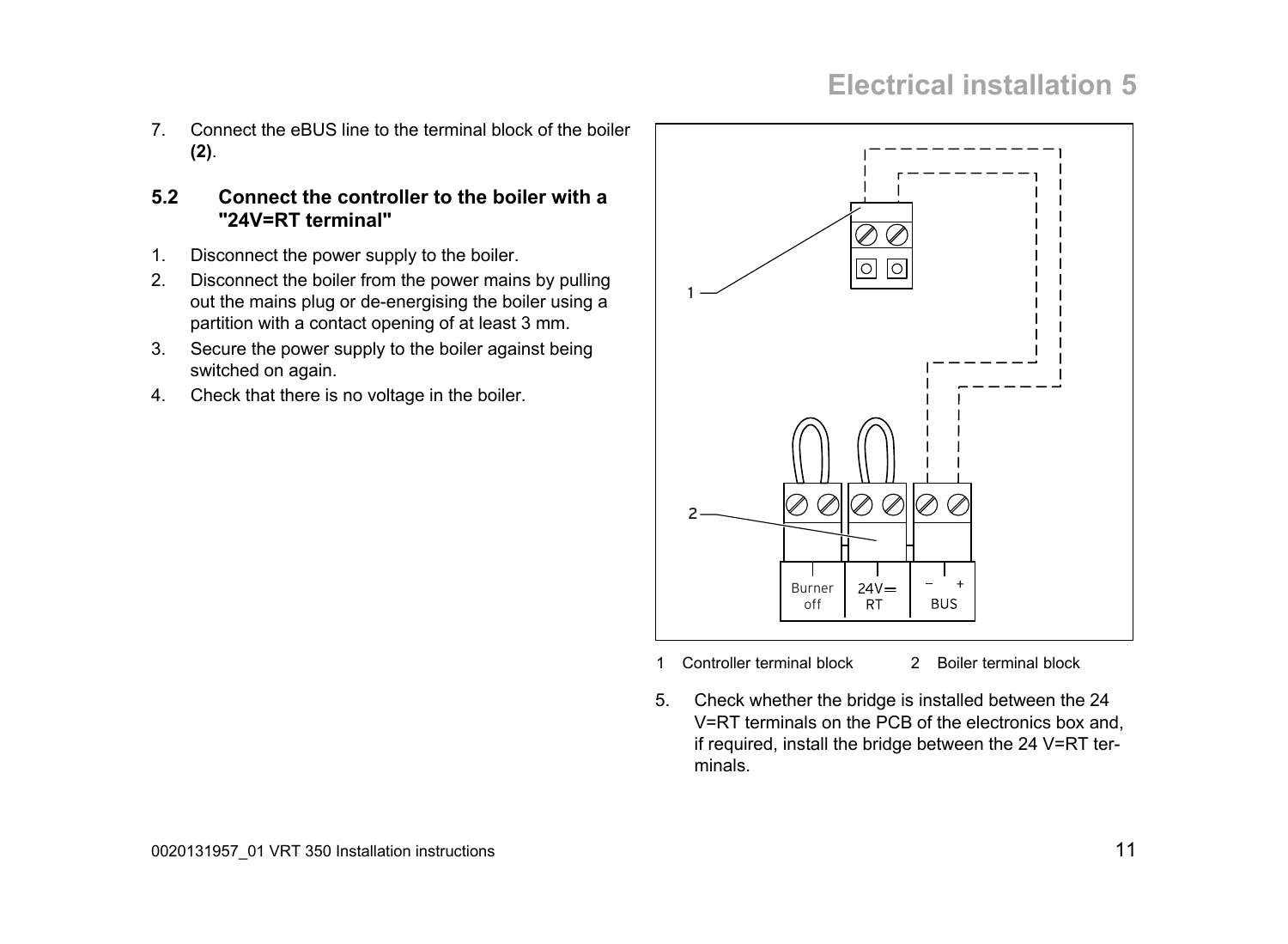7. Connect the eBUS line to the terminal block of the boiler **(2)**.

### 5.2 Connect the controller to the boiler with a "24V=RT terminal"

1. Disconnect the power supply to the boiler.
2. Disconnect the boiler from the power mains by pulling out the mains plug or de-energising the boiler using a partition with a contact opening of at least 3 mm.
3. Secure the power supply to the boiler against being switched on again.
4. Check that there is no voltage in the boiler.

1

2

Burner off

24V═ RT

– +

BUS

1 Controller terminal block 2 Boiler terminal block

5. Check whether the bridge is installed between the 24 V=RT terminals on the PCB of the electronics box and, if required, install the bridge between the 24 V=RT terminals.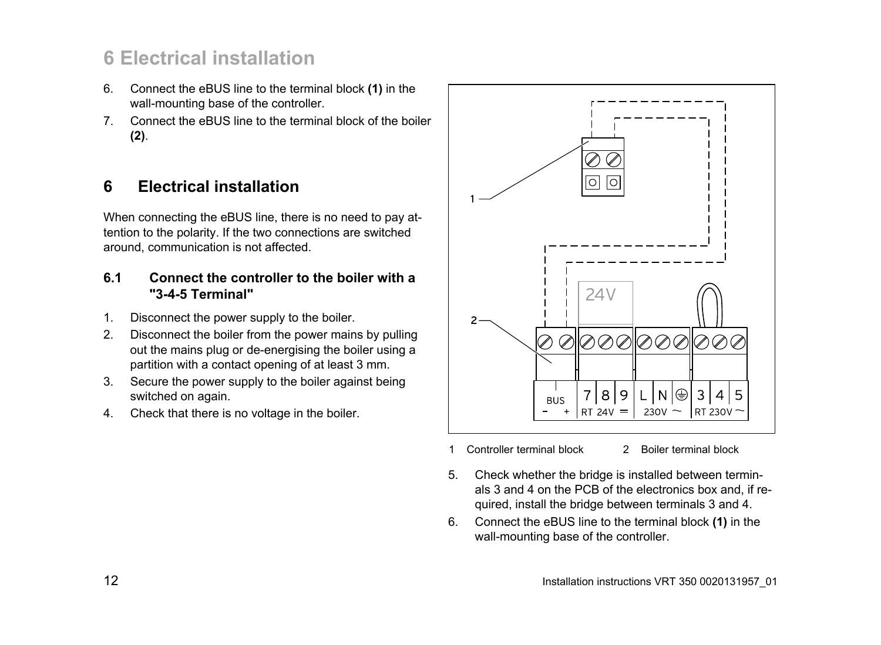6. Connect the eBUS line to the terminal block **(1)** in the wall-mounting base of the controller.
7. Connect the eBUS line to the terminal block of the boiler **(2)**.

## 6 Electrical installation

When connecting the eBUS line, there is no need to pay attention to the polarity. If the two connections are switched around, communication is not affected.

### 6.1 Connect the controller to the boiler with a "3-4-5 Terminal"

1. Disconnect the power supply to the boiler.
2. Disconnect the boiler from the power mains by pulling out the mains plug or de-energising the boiler using a partition with a contact opening of at least 3 mm.
3. Secure the power supply to the boiler against being switched on again.
4. Check that there is no voltage in the boiler.

1 Controller terminal block 2 Boiler terminal block

5. Check whether the bridge is installed between terminals 3 and 4 on the PCB of the electronics box and, if required, install the bridge between terminals 3 and 4.
6. Connect the eBUS line to the terminal block **(1)** in the wall-mounting base of the controller.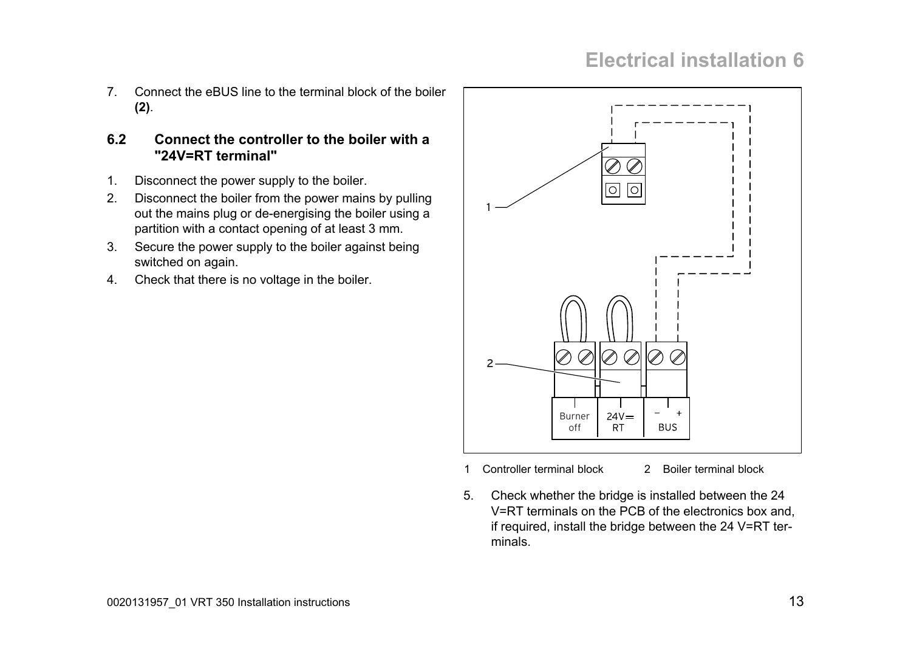7. Connect the eBUS line to the terminal block of the boiler **(2)**.

### 6.2 Connect the controller to the boiler with a "24V=RT terminal"

1. Disconnect the power supply to the boiler.
2. Disconnect the boiler from the power mains by pulling out the mains plug or de-energising the boiler using a partition with a contact opening of at least 3 mm.
3. Secure the power supply to the boiler against being switched on again.
4. Check that there is no voltage in the boiler.

1
2
Burner off
24V═ RT
– +
BUS

1 Controller terminal block 2 Boiler terminal block

5. Check whether the bridge is installed between the 24 V=RT terminals on the PCB of the electronics box and, if required, install the bridge between the 24 V=RT terminals.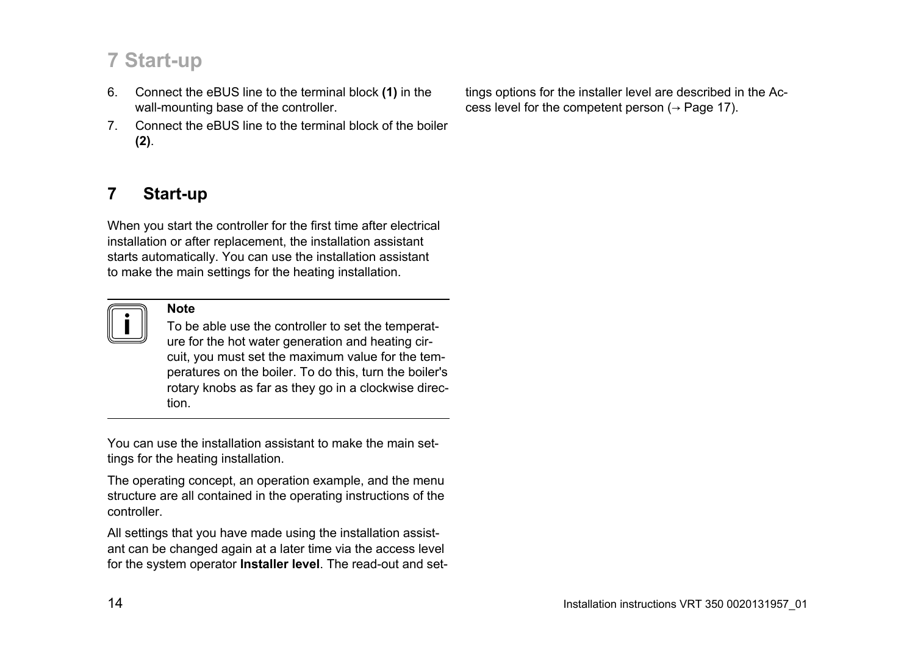6. Connect the eBUS line to the terminal block **(1)** in the wall-mounting base of the controller.
7. Connect the eBUS line to the terminal block of the boiler **(2)**.

## 7 Start-up

When you start the controller for the first time after electrical installation or after replacement, the installation assistant starts automatically. You can use the installation assistant to make the main settings for the heating installation.

> **Note**
> To be able use the controller to set the temperature for the hot water generation and heating circuit, you must set the maximum value for the temperatures on the boiler. To do this, turn the boiler's rotary knobs as far as they go in a clockwise direction.

You can use the installation assistant to make the main settings for the heating installation.

The operating concept, an operation example, and the menu structure are all contained in the operating instructions of the controller.

All settings that you have made using the installation assistant can be changed again at a later time via the access level for the system operator **Installer level**. The read-out and settings options for the installer level are described in the Access level for the competent person (→ Page 17).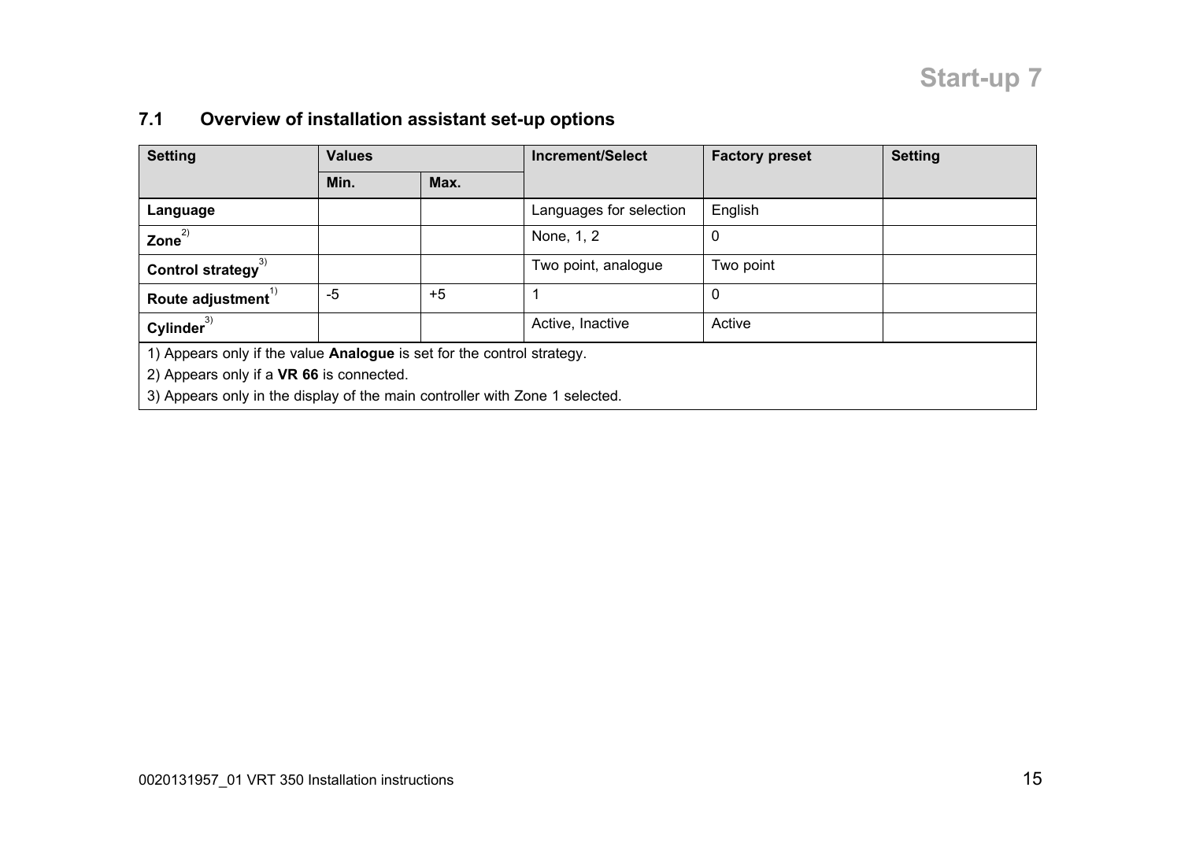## 7.1 Overview of installation assistant set-up options

| Setting | Values | | Increment/Select | Factory preset | Setting |
|---|---|---|---|---|---|
| | Min. | Max. | | | |
| **Language** | | | Languages for selection | English | |
| **Zone**[2)] | | | None, 1, 2 | 0 | |
| **Control strategy**[3)] | | | Two point, analogue | Two point | |
| **Route adjustment**[1)] | -5 | +5 | 1 | 0 | |
| **Cylinder**[3)] | | | Active, Inactive | Active | |

1) Appears only if the value **Analogue** is set for the control strategy.

2) Appears only if a **VR 66** is connected.

3) Appears only in the display of the main controller with Zone 1 selected.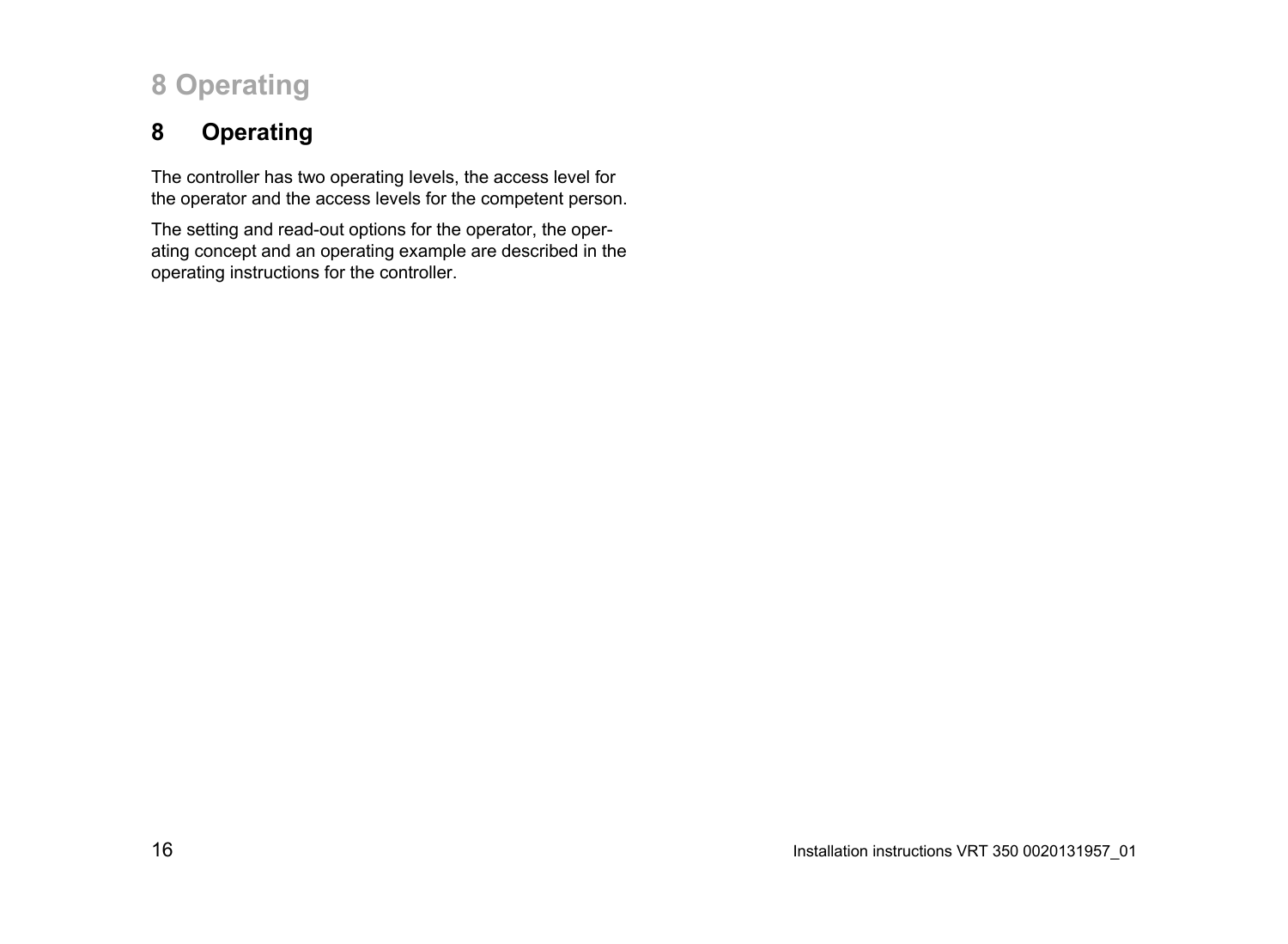# 8 Operating

The controller has two operating levels, the access level for the operator and the access levels for the competent person.

The setting and read-out options for the operator, the operating concept and an operating example are described in the operating instructions for the controller.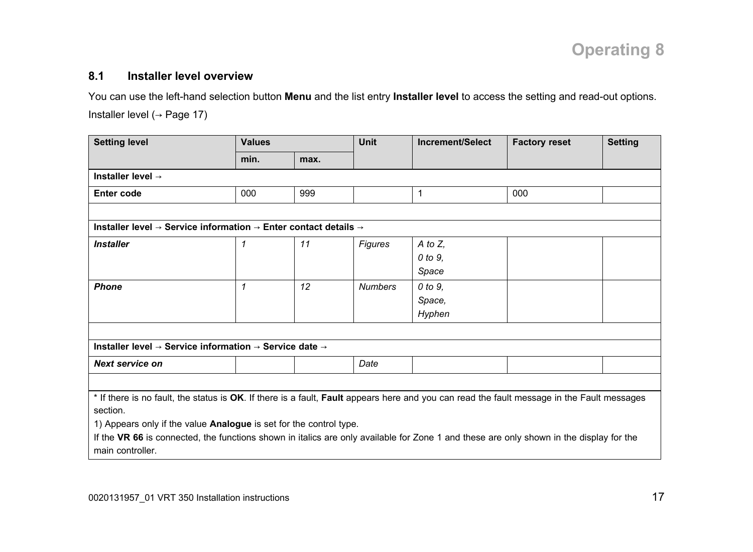## 8.1 Installer level overview

You can use the left-hand selection button **Menu** and the list entry **Installer level** to access the setting and read-out options.

Installer level (→ Page 17)

| Setting level | Values | | Unit | Increment/Select | Factory reset | Setting |
|---|---|---|---|---|---|---|
| | min. | max. | | | | |
| **Installer level →** | | | | | | |
| **Enter code** | 000 | 999 | | 1 | 000 | |
| | | | | | | |
| **Installer level → Service information → Enter contact details →** | | | | | | |
| ***Installer*** | *1* | *11* | *Figures* | *A to Z,* *0 to 9,* *Space* | | |
| ***Phone*** | *1* | *12* | *Numbers* | *0 to 9,* *Space,* *Hyphen* | | |
| | | | | | | |
| **Installer level → Service information → Service date →** | | | | | | |
| ***Next service on*** | | | *Date* | | | |
| | | | | | | |

\* If there is no fault, the status is **OK**. If there is a fault, **Fault** appears here and you can read the fault message in the Fault messages section.

1) Appears only if the value **Analogue** is set for the control type.

If the **VR 66** is connected, the functions shown in italics are only available for Zone 1 and these are only shown in the display for the main controller.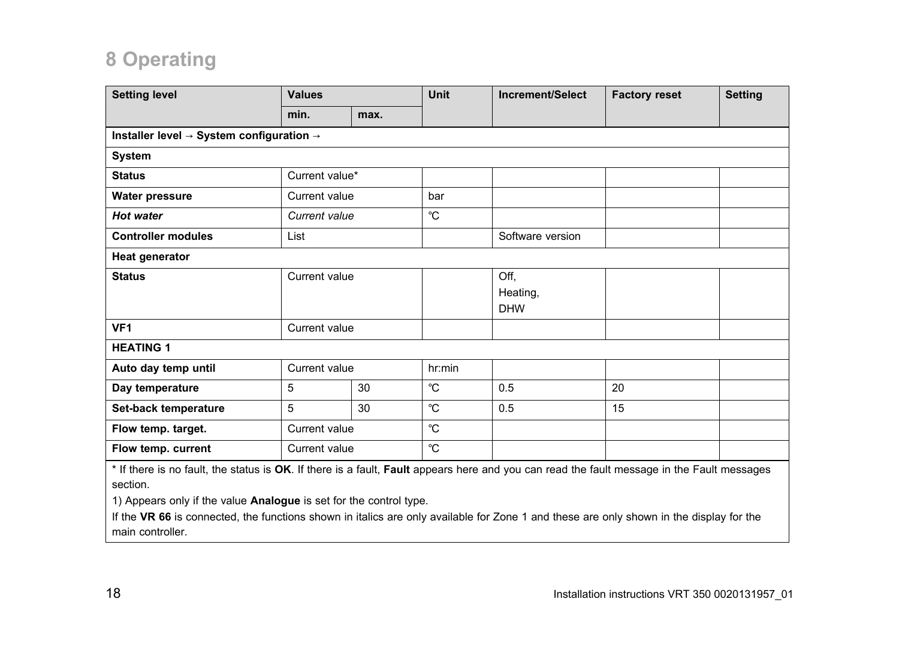# 8 Operating

| Setting level | Values | | Unit | Increment/Select | Factory reset | Setting |
|---|---|---|---|---|---|---|
| | min. | max. | | | | |
| **Installer level → System configuration →** | | | | | | |
| **System** | | | | | | |
| **Status** | Current value* | | | | | |
| **Water pressure** | Current value | | bar | | | |
| ***Hot water*** | *Current value* | | ℃ | | | |
| **Controller modules** | List | | | Software version | | |
| **Heat generator** | | | | | | |
| **Status** | Current value | | | Off,<br>Heating,<br>DHW | | |
| **VF1** | Current value | | | | | |
| **HEATING 1** | | | | | | |
| **Auto day temp until** | Current value | | hr:min | | | |
| **Day temperature** | 5 | 30 | ℃ | 0.5 | 20 | |
| **Set-back temperature** | 5 | 30 | ℃ | 0.5 | 15 | |
| **Flow temp. target.** | Current value | | ℃ | | | |
| **Flow temp. current** | Current value | | ℃ | | | |

* If there is no fault, the status is **OK**. If there is a fault, **Fault** appears here and you can read the fault message in the Fault messages section.

1) Appears only if the value **Analogue** is set for the control type.

If the **VR 66** is connected, the functions shown in italics are only available for Zone 1 and these are only shown in the display for the main controller.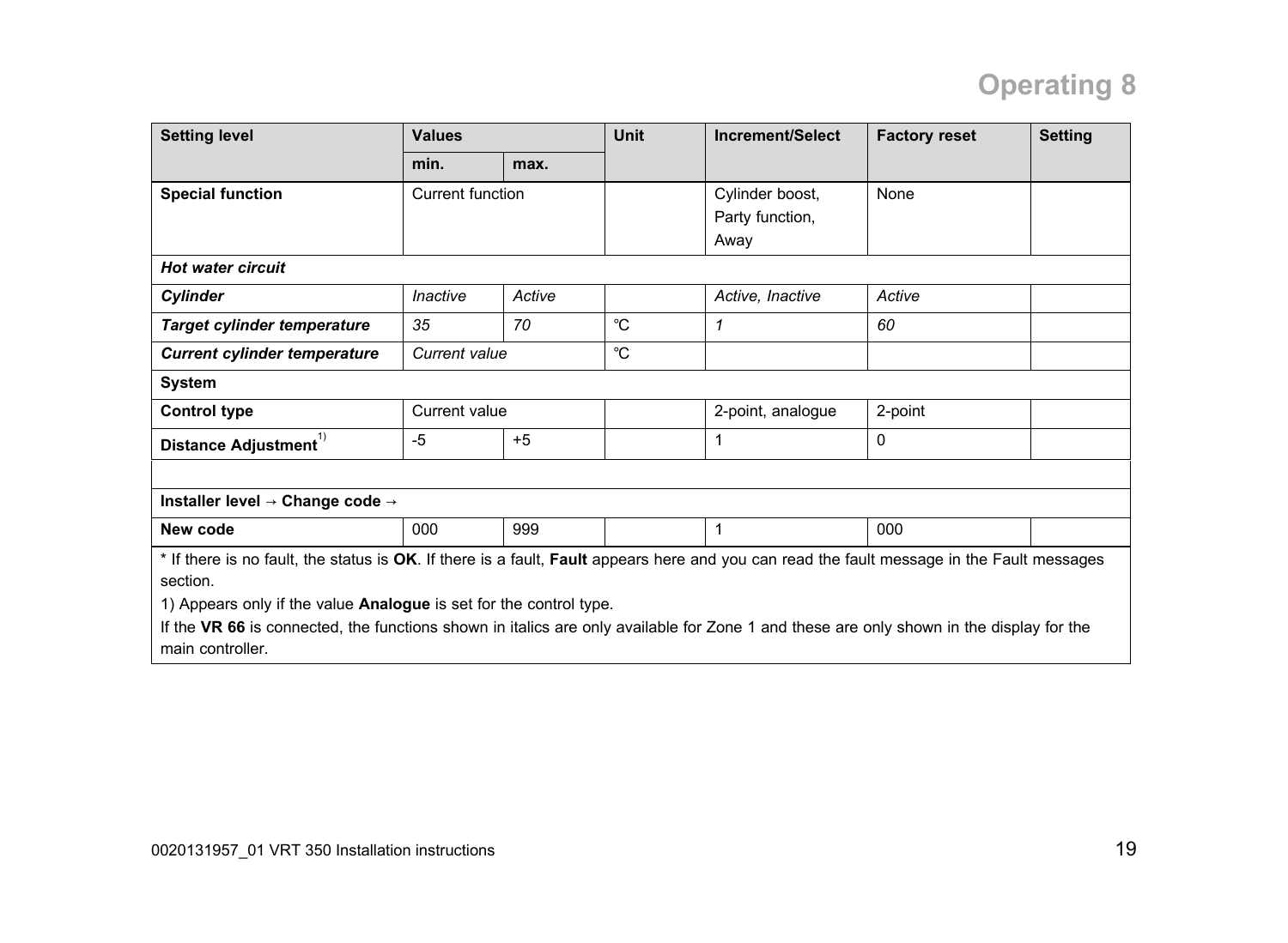| **Setting level** | **Values** | | **Unit** | **Increment/Select** | **Factory reset** | **Setting** |
|---|---|---|---|---|---|---|
| | **min.** | **max.** | | | | |
| **Special function** | Current function | | | Cylinder boost, Party function, Away | None | |
| ***Hot water circuit*** | | | | | | |
| ***Cylinder*** | *Inactive* | *Active* | | *Active, Inactive* | *Active* | |
| ***Target cylinder temperature*** | *35* | *70* | ℃ | *1* | *60* | |
| ***Current cylinder temperature*** | *Current value* | | ℃ | | | |
| **System** | | | | | | |
| **Control type** | Current value | | | 2-point, analogue | 2-point | |
| **Distance Adjustment**[1)] | -5 | +5 | | 1 | 0 | |
| | | | | | | |
| **Installer level → Change code →** | | | | | | |
| **New code** | 000 | 999 | | 1 | 000 | |

\* If there is no fault, the status is **OK**. If there is a fault, **Fault** appears here and you can read the fault message in the Fault messages section.

1) Appears only if the value **Analogue** is set for the control type.

If the **VR 66** is connected, the functions shown in italics are only available for Zone 1 and these are only shown in the display for the main controller.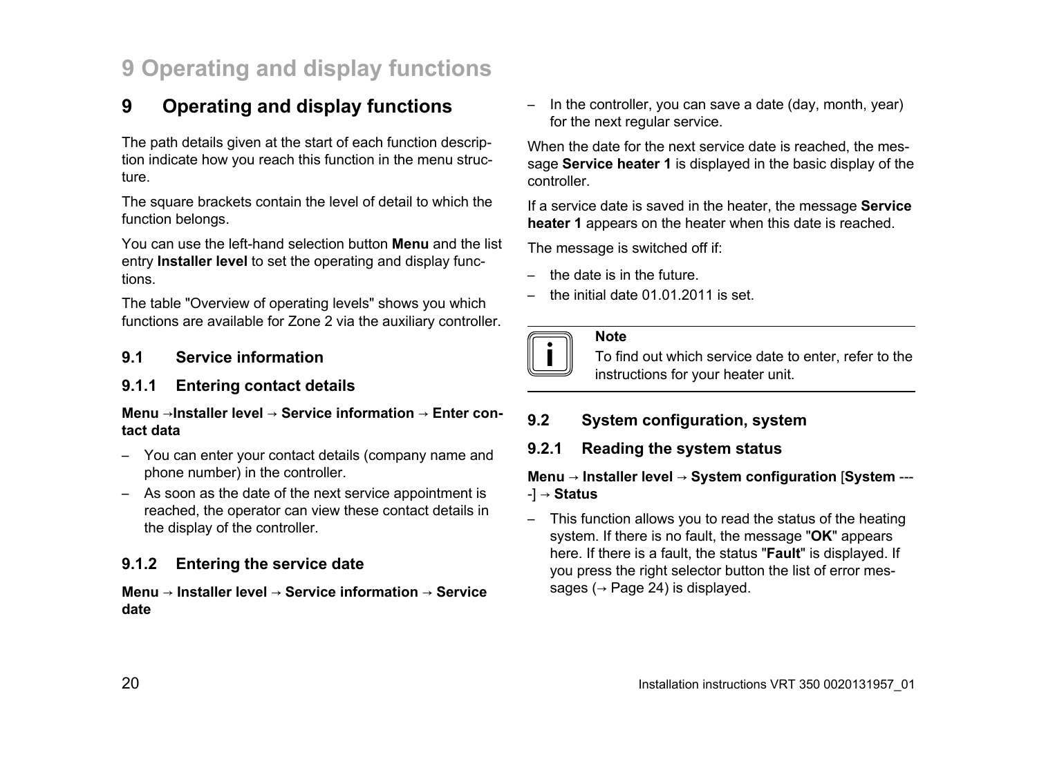# 9 Operating and display functions

The path details given at the start of each function description indicate how you reach this function in the menu structure.

The square brackets contain the level of detail to which the function belongs.

You can use the left-hand selection button **Menu** and the list entry **Installer level** to set the operating and display functions.

The table "Overview of operating levels" shows you which functions are available for Zone 2 via the auxiliary controller.

## 9.1 Service information

### 9.1.1 Entering contact details

**Menu →Installer level → Service information → Enter contact data**

– You can enter your contact details (company name and phone number) in the controller.
– As soon as the date of the next service appointment is reached, the operator can view these contact details in the display of the controller.

### 9.1.2 Entering the service date

**Menu → Installer level → Service information → Service date**

– In the controller, you can save a date (day, month, year) for the next regular service.

When the date for the next service date is reached, the message **Service heater 1** is displayed in the basic display of the controller.

If a service date is saved in the heater, the message **Service heater 1** appears on the heater when this date is reached.

The message is switched off if:

– the date is in the future.
– the initial date 01.01.2011 is set.

> **Note**
> To find out which service date to enter, refer to the instructions for your heater unit.

## 9.2 System configuration, system

### 9.2.1 Reading the system status

**Menu → Installer level → System configuration** [**System** ----] **→ Status**

– This function allows you to read the status of the heating system. If there is no fault, the message "**OK**" appears here. If there is a fault, the status "**Fault**" is displayed. If you press the right selector button the list of error messages (→ Page 24) is displayed.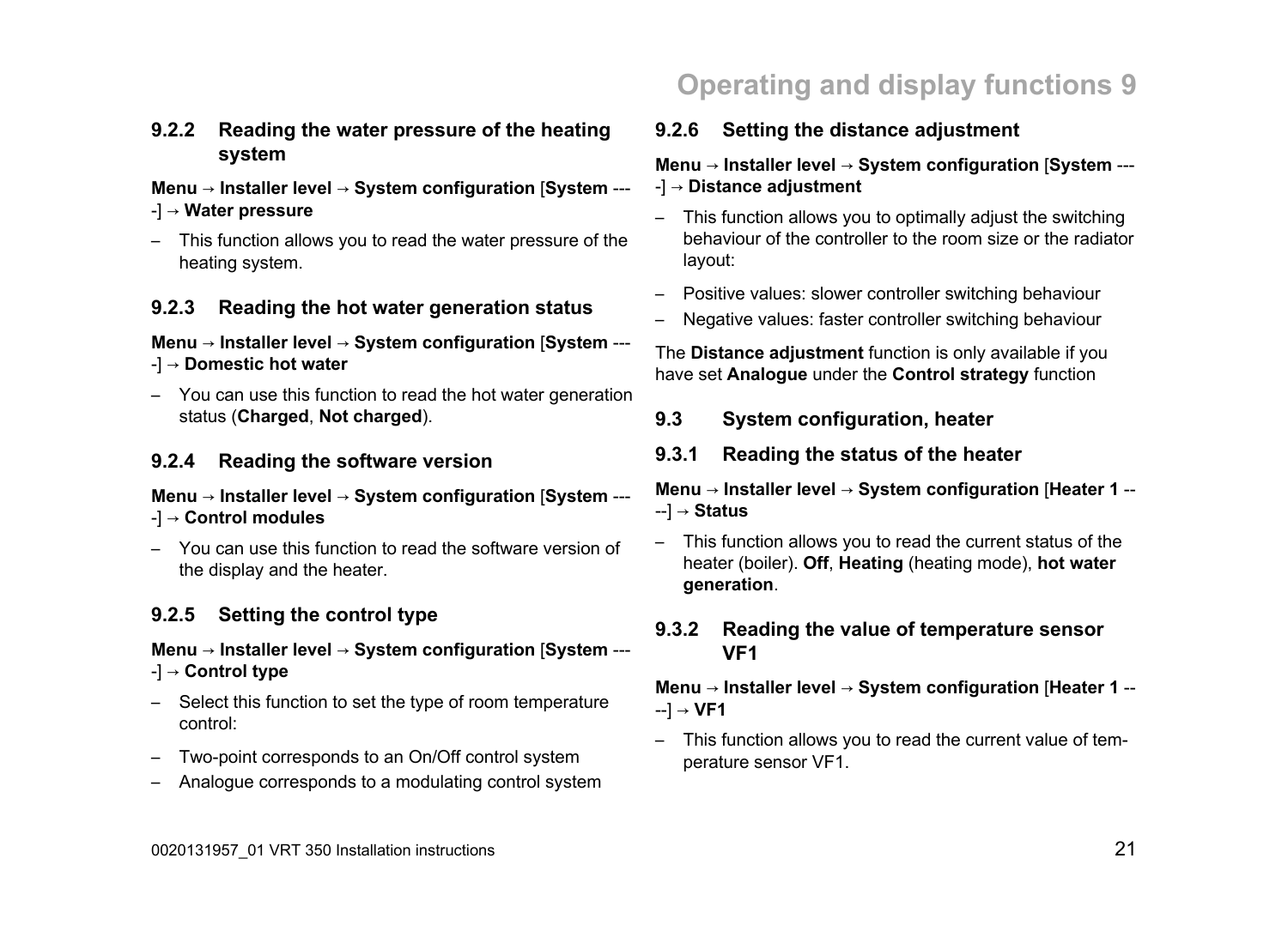### 9.2.2 Reading the water pressure of the heating system

**Menu** → **Installer level** → **System configuration** [**System** ----] → **Water pressure**

– This function allows you to read the water pressure of the heating system.

### 9.2.3 Reading the hot water generation status

**Menu** → **Installer level** → **System configuration** [**System** ----] → **Domestic hot water**

– You can use this function to read the hot water generation status (**Charged**, **Not charged**).

### 9.2.4 Reading the software version

**Menu** → **Installer level** → **System configuration** [**System** ----] → **Control modules**

– You can use this function to read the software version of the display and the heater.

### 9.2.5 Setting the control type

**Menu** → **Installer level** → **System configuration** [**System** ----] → **Control type**

– Select this function to set the type of room temperature control:

– Two-point corresponds to an On/Off control system
– Analogue corresponds to a modulating control system

### 9.2.6 Setting the distance adjustment

**Menu** → **Installer level** → **System configuration** [**System** ----] → **Distance adjustment**

– This function allows you to optimally adjust the switching behaviour of the controller to the room size or the radiator layout:

– Positive values: slower controller switching behaviour
– Negative values: faster controller switching behaviour

The **Distance adjustment** function is only available if you have set **Analogue** under the **Control strategy** function

## 9.3 System configuration, heater

### 9.3.1 Reading the status of the heater

**Menu** → **Installer level** → **System configuration** [**Heater 1** ----] → **Status**

– This function allows you to read the current status of the heater (boiler). **Off**, **Heating** (heating mode), **hot water generation**.

### 9.3.2 Reading the value of temperature sensor VF1

**Menu** → **Installer level** → **System configuration** [**Heater 1** ----] → **VF1**

– This function allows you to read the current value of temperature sensor VF1.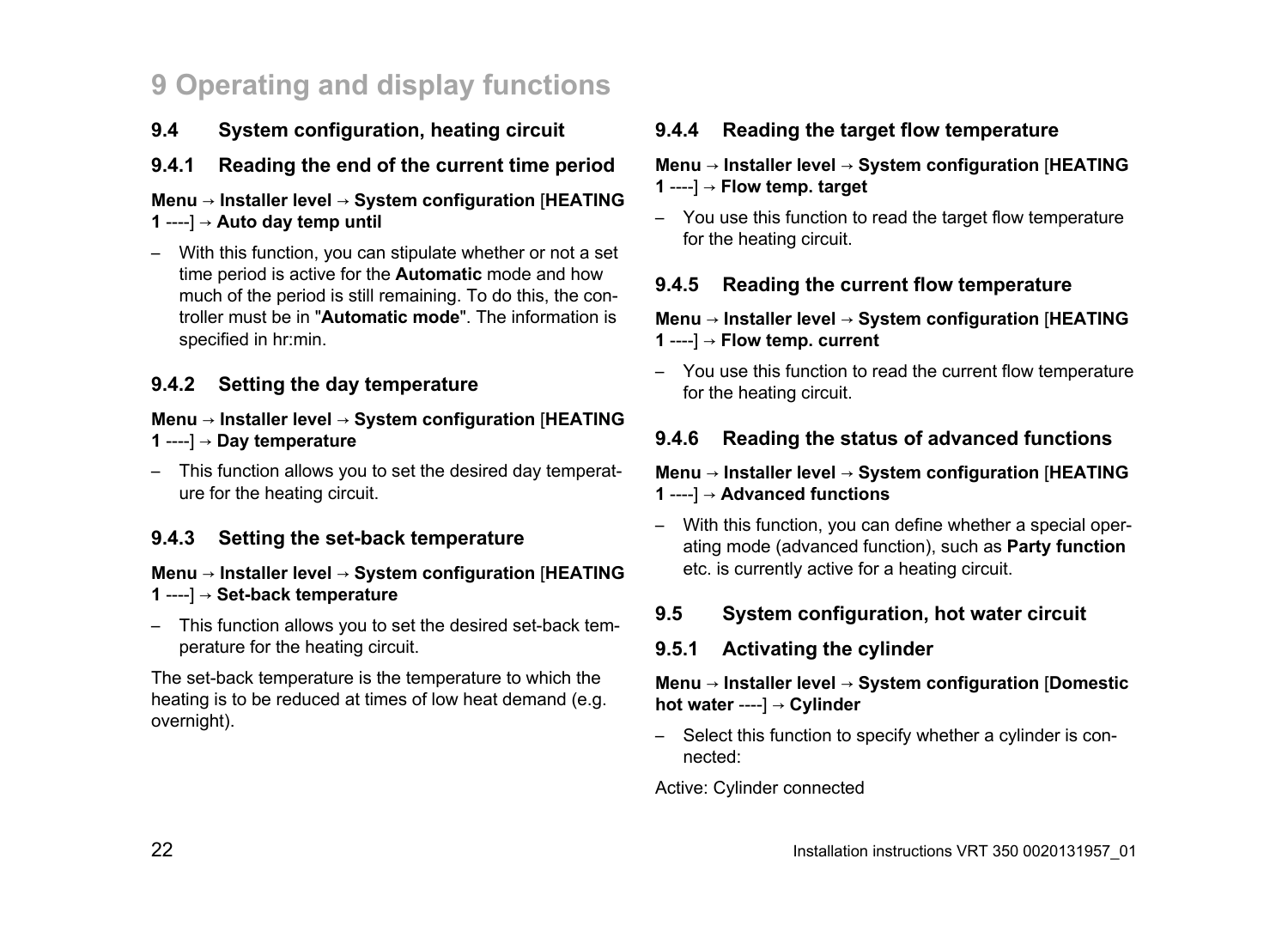# 9 Operating and display functions

## 9.4 System configuration, heating circuit

### 9.4.1 Reading the end of the current time period

**Menu → Installer level → System configuration** [**HEATING 1** ----] **→ Auto day temp until**

– With this function, you can stipulate whether or not a set time period is active for the **Automatic** mode and how much of the period is still remaining. To do this, the controller must be in "**Automatic mode**". The information is specified in hr:min.

### 9.4.2 Setting the day temperature

**Menu → Installer level → System configuration** [**HEATING 1** ----] **→ Day temperature**

– This function allows you to set the desired day temperature for the heating circuit.

### 9.4.3 Setting the set-back temperature

**Menu → Installer level → System configuration** [**HEATING 1** ----] **→ Set-back temperature**

– This function allows you to set the desired set-back temperature for the heating circuit.

The set-back temperature is the temperature to which the heating is to be reduced at times of low heat demand (e.g. overnight).

### 9.4.4 Reading the target flow temperature

**Menu → Installer level → System configuration** [**HEATING 1** ----] **→ Flow temp. target**

– You use this function to read the target flow temperature for the heating circuit.

### 9.4.5 Reading the current flow temperature

**Menu → Installer level → System configuration** [**HEATING 1** ----] **→ Flow temp. current**

– You use this function to read the current flow temperature for the heating circuit.

### 9.4.6 Reading the status of advanced functions

**Menu → Installer level → System configuration** [**HEATING 1** ----] **→ Advanced functions**

– With this function, you can define whether a special operating mode (advanced function), such as **Party function** etc. is currently active for a heating circuit.

## 9.5 System configuration, hot water circuit

### 9.5.1 Activating the cylinder

**Menu → Installer level → System configuration** [**Domestic hot water** ----] **→ Cylinder**

– Select this function to specify whether a cylinder is connected:

Active: Cylinder connected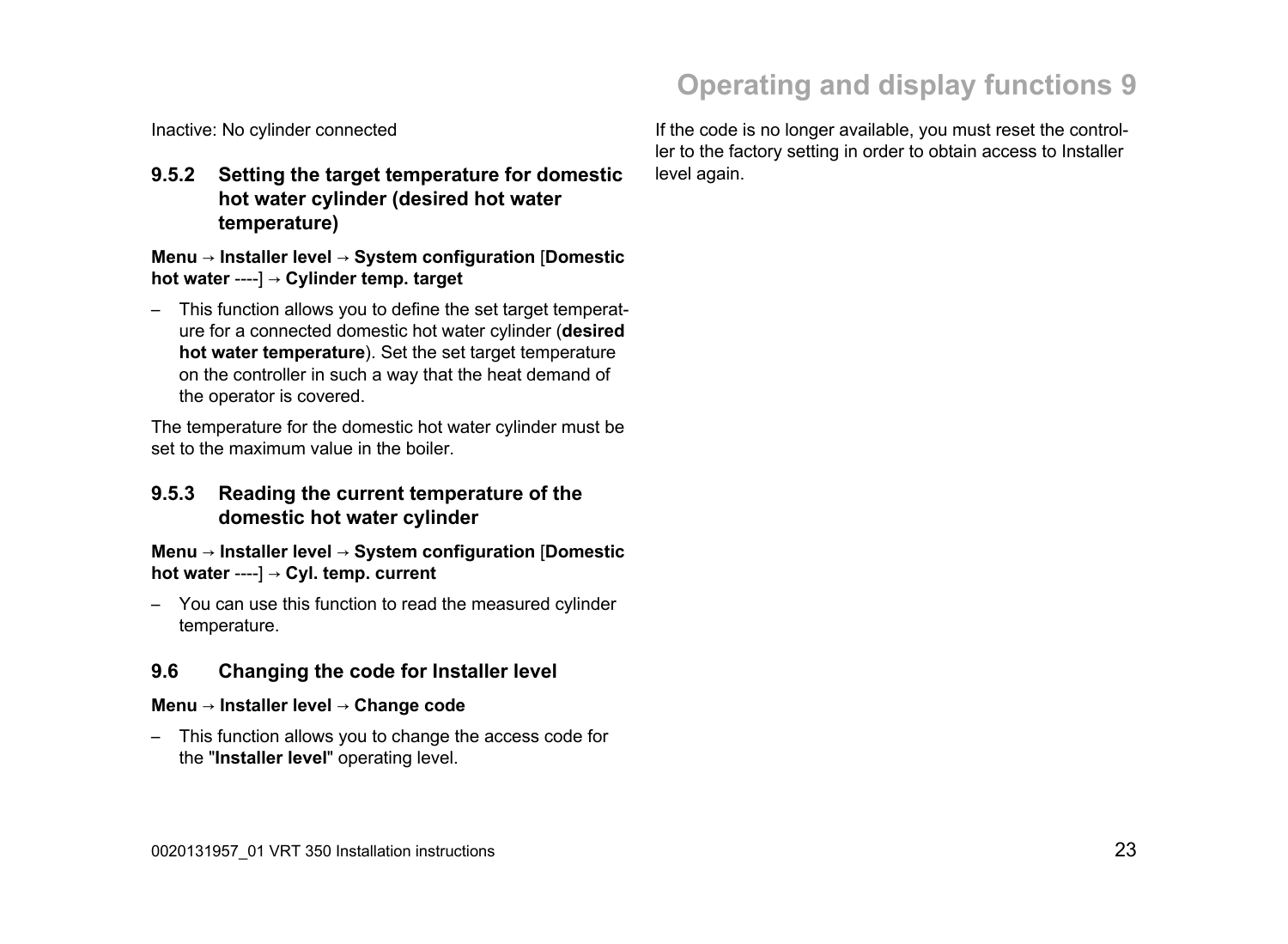Inactive: No cylinder connected

### 9.5.2 Setting the target temperature for domestic hot water cylinder (desired hot water temperature)

**Menu → Installer level → System configuration** [**Domestic hot water** ----] **→ Cylinder temp. target**

– This function allows you to define the set target temperature for a connected domestic hot water cylinder (**desired hot water temperature**). Set the set target temperature on the controller in such a way that the heat demand of the operator is covered.

The temperature for the domestic hot water cylinder must be set to the maximum value in the boiler.

### 9.5.3 Reading the current temperature of the domestic hot water cylinder

**Menu → Installer level → System configuration** [**Domestic hot water** ----] **→ Cyl. temp. current**

– You can use this function to read the measured cylinder temperature.

## 9.6 Changing the code for Installer level

**Menu → Installer level → Change code**

– This function allows you to change the access code for the "**Installer level**" operating level.

If the code is no longer available, you must reset the controller to the factory setting in order to obtain access to Installer level again.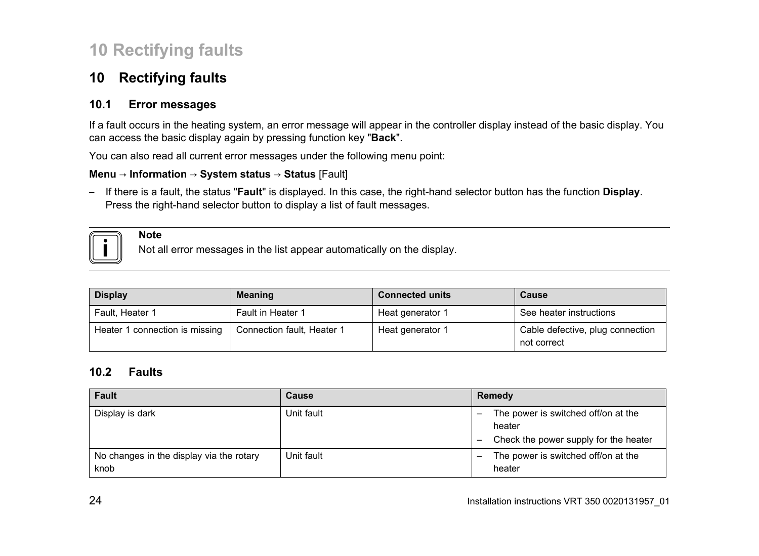## 10 Rectifying faults

### 10.1 Error messages

If a fault occurs in the heating system, an error message will appear in the controller display instead of the basic display. You can access the basic display again by pressing function key "**Back**".

You can also read all current error messages under the following menu point:

**Menu** → **Information** → **System status** → **Status** [Fault]

– If there is a fault, the status "**Fault**" is displayed. In this case, the right-hand selector button has the function **Display**. Press the right-hand selector button to display a list of fault messages.

**Note**
Not all error messages in the list appear automatically on the display.

| Display | Meaning | Connected units | Cause |
| --- | --- | --- | --- |
| Fault, Heater 1 | Fault in Heater 1 | Heat generator 1 | See heater instructions |
| Heater 1 connection is missing | Connection fault, Heater 1 | Heat generator 1 | Cable defective, plug connection not correct |

### 10.2 Faults

| Fault | Cause | Remedy |
| --- | --- | --- |
| Display is dark | Unit fault | – The power is switched off/on at the heater<br>– Check the power supply for the heater |
| No changes in the display via the rotary knob | Unit fault | – The power is switched off/on at the heater |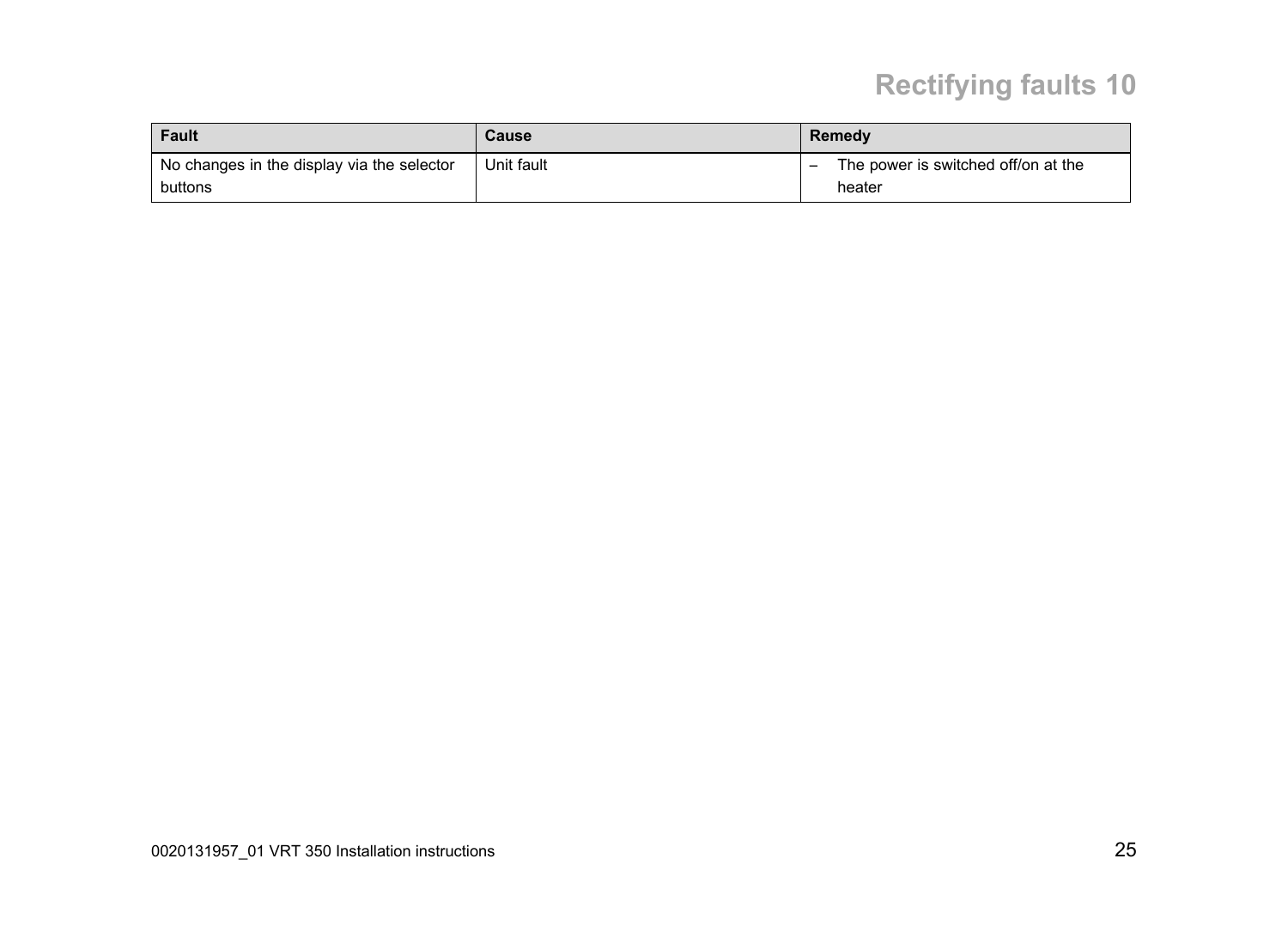| Fault | Cause | Remedy |
| --- | --- | --- |
| No changes in the display via the selector buttons | Unit fault | – The power is switched off/on at the heater |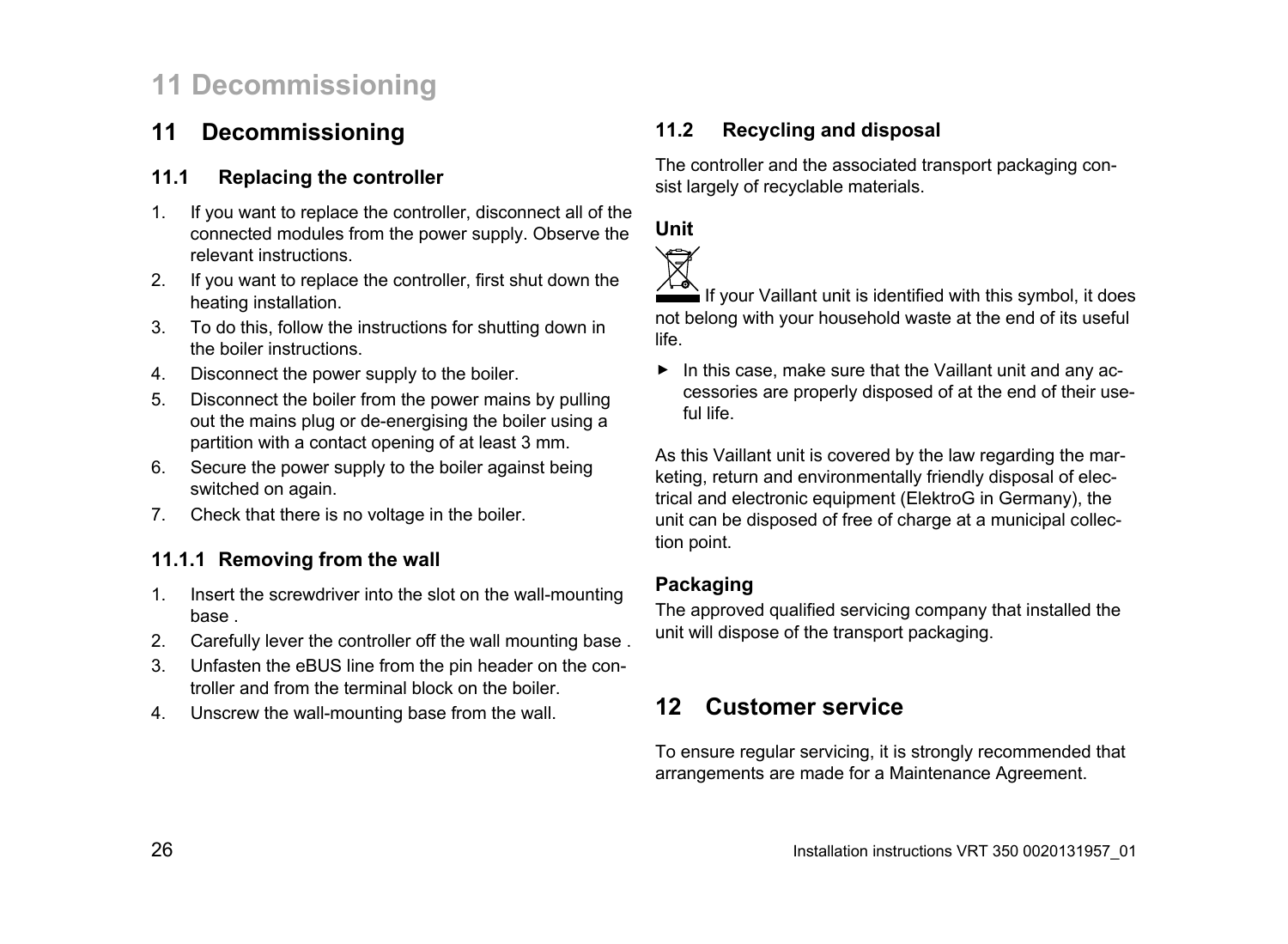## 11 Decommissioning

### 11.1 Replacing the controller

1. If you want to replace the controller, disconnect all of the connected modules from the power supply. Observe the relevant instructions.
2. If you want to replace the controller, first shut down the heating installation.
3. To do this, follow the instructions for shutting down in the boiler instructions.
4. Disconnect the power supply to the boiler.
5. Disconnect the boiler from the power mains by pulling out the mains plug or de-energising the boiler using a partition with a contact opening of at least 3 mm.
6. Secure the power supply to the boiler against being switched on again.
7. Check that there is no voltage in the boiler.

#### 11.1.1 Removing from the wall

1. Insert the screwdriver into the slot on the wall-mounting base .
2. Carefully lever the controller off the wall mounting base .
3. Unfasten the eBUS line from the pin header on the controller and from the terminal block on the boiler.
4. Unscrew the wall-mounting base from the wall.

### 11.2 Recycling and disposal

The controller and the associated transport packaging consist largely of recyclable materials.

**Unit**

If your Vaillant unit is identified with this symbol, it does not belong with your household waste at the end of its useful life.

- In this case, make sure that the Vaillant unit and any accessories are properly disposed of at the end of their useful life.

As this Vaillant unit is covered by the law regarding the marketing, return and environmentally friendly disposal of electrical and electronic equipment (ElektroG in Germany), the unit can be disposed of free of charge at a municipal collection point.

**Packaging**

The approved qualified servicing company that installed the unit will dispose of the transport packaging.

## 12 Customer service

To ensure regular servicing, it is strongly recommended that arrangements are made for a Maintenance Agreement.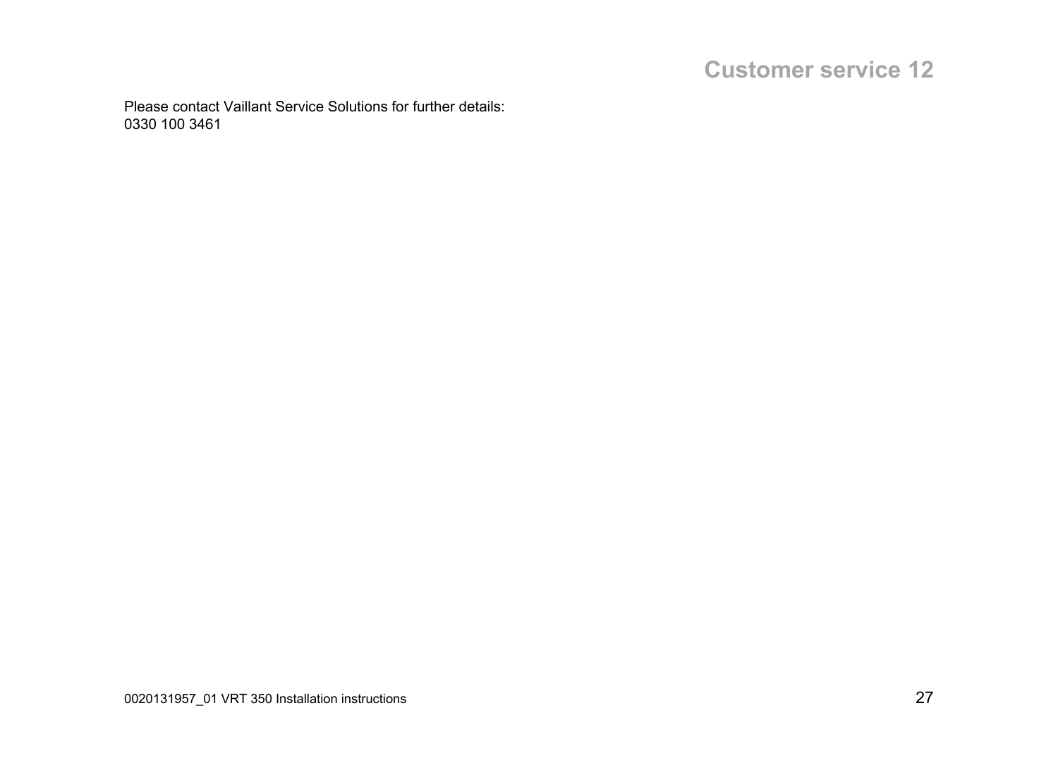# 12 Customer service

Please contact Vaillant Service Solutions for further details:
0330 100 3461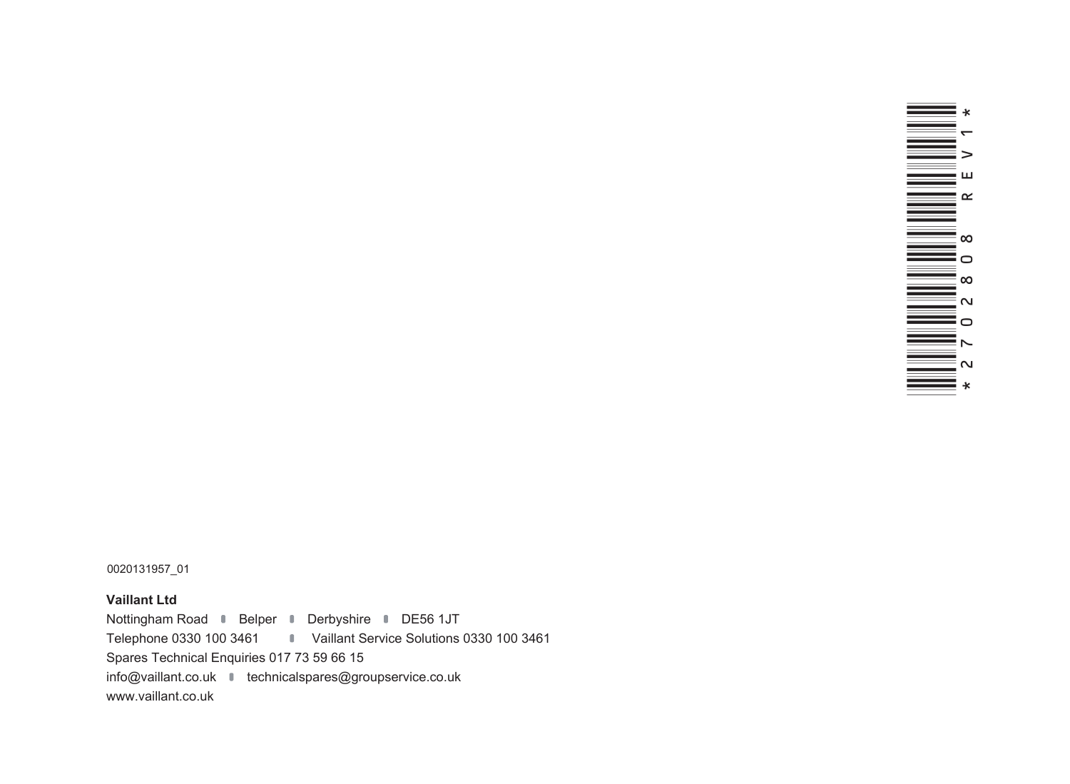*2702808 REV1*

0020131957_01

**Vaillant Ltd**

Nottingham Road ▮ Belper ▮ Derbyshire ▮ DE56 1JT

Telephone 0330 100 3461 ▮ Vaillant Service Solutions 0330 100 3461

Spares Technical Enquiries 017 73 59 66 15

info@vaillant.co.uk ▮ technicalspares@groupservice.co.uk

www.vaillant.co.uk